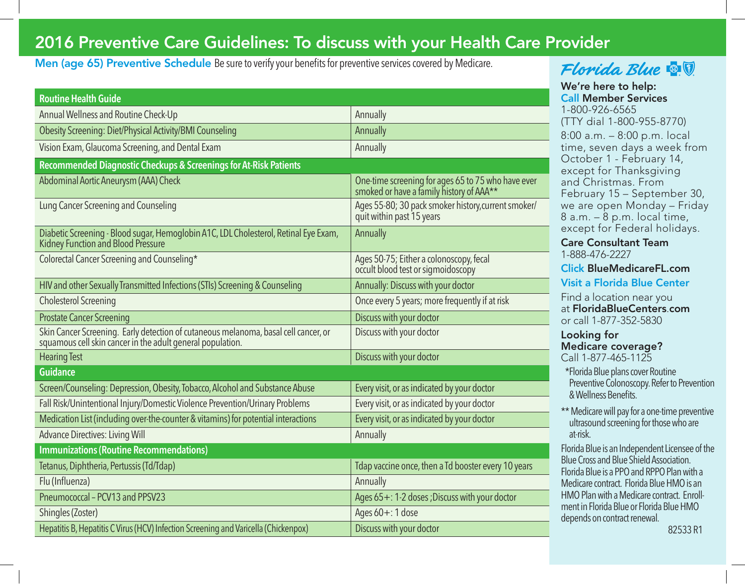# 2016 Preventive Care Guidelines: To discuss with your Health Care Provider

**Men (age 65) Preventive Schedule** Be sure to verify your benefits for preventive services covered by Medicare.

| Routine Health Guide | |
|---|---|
| Annual Wellness and Routine Check-Up | Annually |
| Obesity Screening: Diet/Physical Activity/BMI Counseling | Annually |
| Vision Exam, Glaucoma Screening, and Dental Exam | Annually |
| **Recommended Diagnostic Checkups & Screenings for At-Risk Patients** | |
| Abdominal Aortic Aneurysm (AAA) Check | One-time screening for ages 65 to 75 who have ever smoked or have a family history of AAA** |
| Lung Cancer Screening and Counseling | Ages 55-80; 30 pack smoker history,current smoker/ quit within past 15 years |
| Diabetic Screening - Blood sugar, Hemoglobin A1C, LDL Cholesterol, Retinal Eye Exam, Kidney Function and Blood Pressure | Annually |
| Colorectal Cancer Screening and Counseling* | Ages 50-75; Either a colonoscopy, fecal occult blood test or sigmoidoscopy |
| HIV and other Sexually Transmitted Infections (STIs) Screening & Counseling | Annually: Discuss with your doctor |
| Cholesterol Screening | Once every 5 years; more frequently if at risk |
| Prostate Cancer Screening | Discuss with your doctor |
| Skin Cancer Screening. Early detection of cutaneous melanoma, basal cell cancer, or squamous cell skin cancer in the adult general population. | Discuss with your doctor |
| Hearing Test | Discuss with your doctor |
| **Guidance** | |
| Screen/Counseling: Depression, Obesity, Tobacco, Alcohol and Substance Abuse | Every visit, or as indicated by your doctor |
| Fall Risk/Unintentional Injury/Domestic Violence Prevention/Urinary Problems | Every visit, or as indicated by your doctor |
| Medication List (including over-the-counter & vitamins) for potential interactions | Every visit, or as indicated by your doctor |
| Advance Directives: Living Will | Annually |
| **Immunizations (Routine Recommendations)** | |
| Tetanus, Diphtheria, Pertussis (Td/Tdap) | Tdap vaccine once, then a Td booster every 10 years |
| Flu (Influenza) | Annually |
| Pneumococcal – PCV13 and PPSV23 | Ages 65+: 1-2 doses ;Discuss with your doctor |
| Shingles (Zoster) | Ages 60+: 1 dose |
| Hepatitis B, Hepatitis C Virus (HCV) Infection Screening and Varicella (Chickenpox) | Discuss with your doctor |

**Florida Blue**

**We're here to help:**

**Call Member Services**
1-800-926-6565
(TTY dial 1-800-955-8770)
8:00 a.m. – 8:00 p.m. local time, seven days a week from October 1 - February 14, except for Thanksgiving and Christmas. From February 15 – September 30, we are open Monday – Friday 8 a.m. – 8 p.m. local time, except for Federal holidays.

**Care Consultant Team**
1-888-476-2227

**Click BlueMedicareFL.com**

**Visit a Florida Blue Center**

Find a location near you at **FloridaBlueCenters.com** or call 1-877-352-5830

**Looking for Medicare coverage?**
Call 1-877-465-1125

*Florida Blue plans cover Routine Preventive Colonoscopy. Refer to Prevention & Wellness Benefits.

** Medicare will pay for a one-time preventive ultrasound screening for those who are at-risk.

Florida Blue is an Independent Licensee of the Blue Cross and Blue Shield Association. Florida Blue is a PPO and RPPO Plan with a Medicare contract. Florida Blue HMO is an HMO Plan with a Medicare contract. Enrollment in Florida Blue or Florida Blue HMO depends on contract renewal.

82533 R1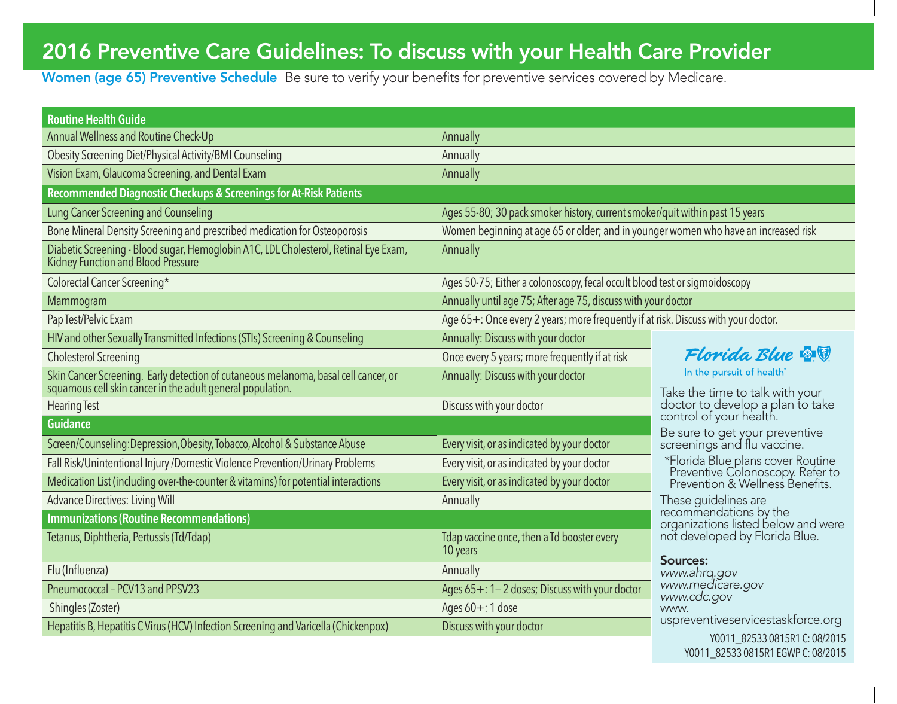# 2016 Preventive Care Guidelines: To discuss with your Health Care Provider

**Women (age 65) Preventive Schedule** Be sure to verify your benefits for preventive services covered by Medicare.

| | |
|---|---|
| **Routine Health Guide** | |
| Annual Wellness and Routine Check-Up | Annually |
| Obesity Screening Diet/Physical Activity/BMI Counseling | Annually |
| Vision Exam, Glaucoma Screening, and Dental Exam | Annually |
| **Recommended Diagnostic Checkups & Screenings for At-Risk Patients** | |
| Lung Cancer Screening and Counseling | Ages 55-80; 30 pack smoker history, current smoker/quit within past 15 years |
| Bone Mineral Density Screening and prescribed medication for Osteoporosis | Women beginning at age 65 or older; and in younger women who have an increased risk |
| Diabetic Screening - Blood sugar, Hemoglobin A1C, LDL Cholesterol, Retinal Eye Exam, Kidney Function and Blood Pressure | Annually |
| Colorectal Cancer Screening* | Ages 50-75; Either a colonoscopy, fecal occult blood test or sigmoidoscopy |
| Mammogram | Annually until age 75; After age 75, discuss with your doctor |
| Pap Test/Pelvic Exam | Age 65+: Once every 2 years; more frequently if at risk. Discuss with your doctor. |
| HIV and other Sexually Transmitted Infections (STIs) Screening & Counseling | Annually: Discuss with your doctor |
| Cholesterol Screening | Once every 5 years; more frequently if at risk |
| Skin Cancer Screening. Early detection of cutaneous melanoma, basal cell cancer, or squamous cell skin cancer in the adult general population. | Annually: Discuss with your doctor |
| Hearing Test | Discuss with your doctor |
| **Guidance** | |
| Screen/Counseling: Depression, Obesity, Tobacco, Alcohol & Substance Abuse | Every visit, or as indicated by your doctor |
| Fall Risk/Unintentional Injury /Domestic Violence Prevention/Urinary Problems | Every visit, or as indicated by your doctor |
| Medication List (including over-the-counter & vitamins) for potential interactions | Every visit, or as indicated by your doctor |
| Advance Directives: Living Will | Annually |
| **Immunizations (Routine Recommendations)** | |
| Tetanus, Diphtheria, Pertussis (Td/Tdap) | Tdap vaccine once, then a Td booster every 10 years |
| Flu (Influenza) | Annually |
| Pneumococcal – PCV13 and PPSV23 | Ages 65+: 1– 2 doses; Discuss with your doctor |
| Shingles (Zoster) | Ages 60+: 1 dose |
| Hepatitis B, Hepatitis C Virus (HCV) Infection Screening and Varicella (Chickenpox) | Discuss with your doctor |

Florida Blue

In the pursuit of health®

Take the time to talk with your doctor to develop a plan to take control of your health.

Be sure to get your preventive screenings and flu vaccine.

*Florida Blue plans cover Routine Preventive Colonoscopy. Refer to Prevention & Wellness Benefits.

These guidelines are recommendations by the organizations listed below and were not developed by Florida Blue.

**Sources:**
*www.ahrq.gov*
*www.medicare.gov*
*www.cdc.gov*
www.uspreventiveservicestaskforce.org

Y0011_82533 0815R1 C: 08/2015
Y0011_82533 0815R1 EGWP C: 08/2015